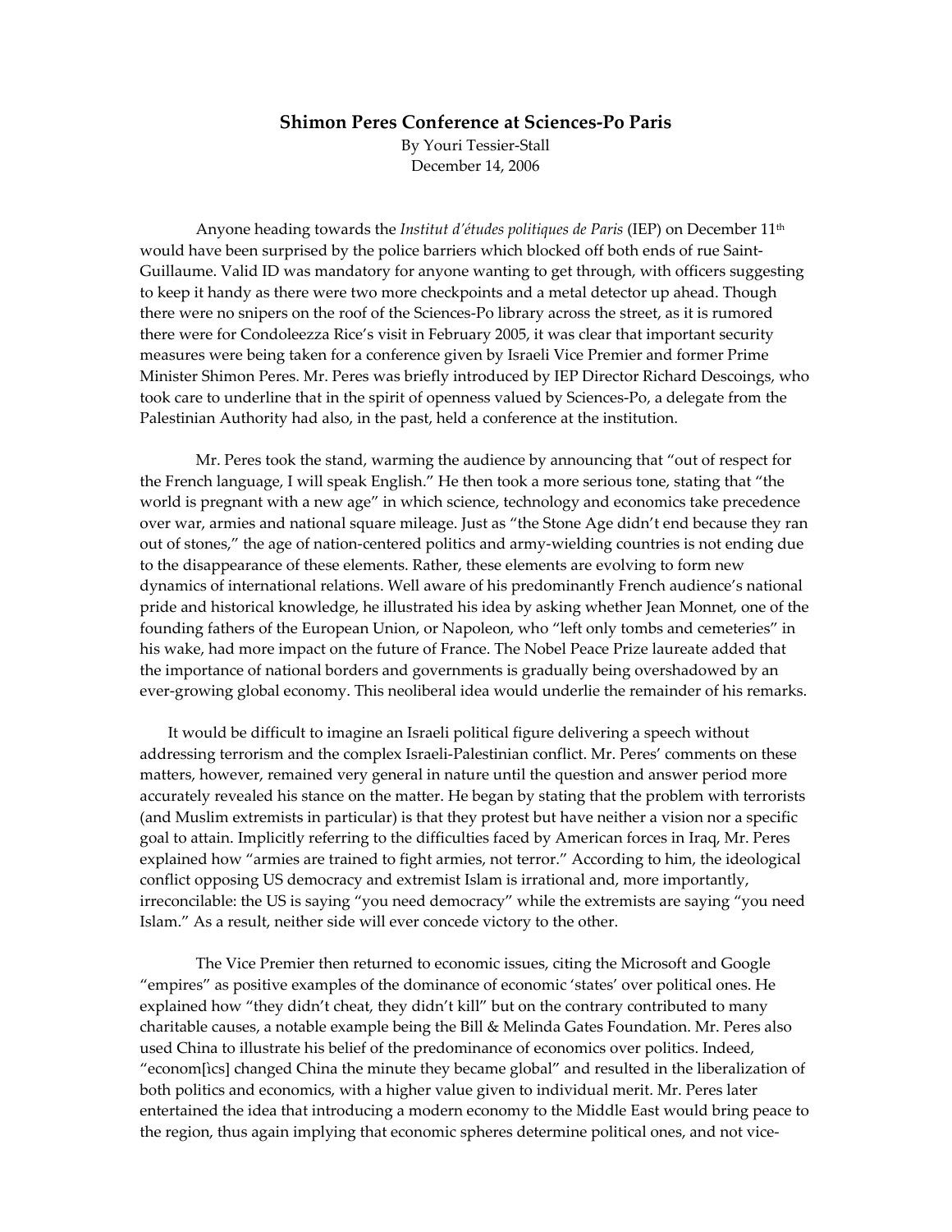# Shimon Peres Conference at Sciences-Po Paris

By Youri Tessier-Stall

December 14, 2006

Anyone heading towards the *Institut d'études politiques de Paris* (IEP) on December 11th would have been surprised by the police barriers which blocked off both ends of rue Saint-Guillaume. Valid ID was mandatory for anyone wanting to get through, with officers suggesting to keep it handy as there were two more checkpoints and a metal detector up ahead. Though there were no snipers on the roof of the Sciences-Po library across the street, as it is rumored there were for Condoleezza Rice's visit in February 2005, it was clear that important security measures were being taken for a conference given by Israeli Vice Premier and former Prime Minister Shimon Peres. Mr. Peres was briefly introduced by IEP Director Richard Descoings, who took care to underline that in the spirit of openness valued by Sciences-Po, a delegate from the Palestinian Authority had also, in the past, held a conference at the institution.

Mr. Peres took the stand, warming the audience by announcing that "out of respect for the French language, I will speak English." He then took a more serious tone, stating that "the world is pregnant with a new age" in which science, technology and economics take precedence over war, armies and national square mileage. Just as "the Stone Age didn't end because they ran out of stones," the age of nation-centered politics and army-wielding countries is not ending due to the disappearance of these elements. Rather, these elements are evolving to form new dynamics of international relations. Well aware of his predominantly French audience's national pride and historical knowledge, he illustrated his idea by asking whether Jean Monnet, one of the founding fathers of the European Union, or Napoleon, who "left only tombs and cemeteries" in his wake, had more impact on the future of France. The Nobel Peace Prize laureate added that the importance of national borders and governments is gradually being overshadowed by an ever-growing global economy. This neoliberal idea would underlie the remainder of his remarks.

It would be difficult to imagine an Israeli political figure delivering a speech without addressing terrorism and the complex Israeli-Palestinian conflict. Mr. Peres' comments on these matters, however, remained very general in nature until the question and answer period more accurately revealed his stance on the matter. He began by stating that the problem with terrorists (and Muslim extremists in particular) is that they protest but have neither a vision nor a specific goal to attain. Implicitly referring to the difficulties faced by American forces in Iraq, Mr. Peres explained how "armies are trained to fight armies, not terror." According to him, the ideological conflict opposing US democracy and extremist Islam is irrational and, more importantly, irreconcilable: the US is saying "you need democracy" while the extremists are saying "you need Islam." As a result, neither side will ever concede victory to the other.

The Vice Premier then returned to economic issues, citing the Microsoft and Google "empires" as positive examples of the dominance of economic 'states' over political ones. He explained how "they didn't cheat, they didn't kill" but on the contrary contributed to many charitable causes, a notable example being the Bill & Melinda Gates Foundation. Mr. Peres also used China to illustrate his belief of the predominance of economics over politics. Indeed, "econom[ìcs] changed China the minute they became global" and resulted in the liberalization of both politics and economics, with a higher value given to individual merit. Mr. Peres later entertained the idea that introducing a modern economy to the Middle East would bring peace to the region, thus again implying that economic spheres determine political ones, and not vice-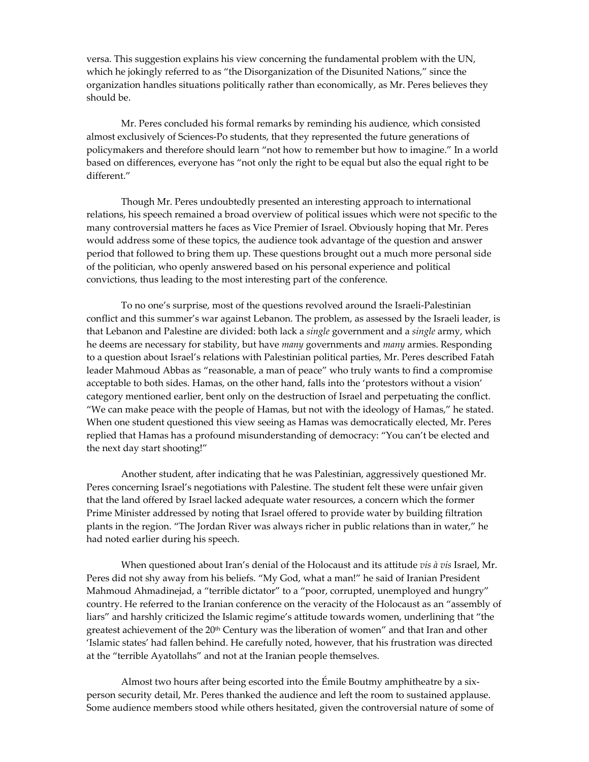versa. This suggestion explains his view concerning the fundamental problem with the UN, which he jokingly referred to as "the Disorganization of the Disunited Nations," since the organization handles situations politically rather than economically, as Mr. Peres believes they should be.

Mr. Peres concluded his formal remarks by reminding his audience, which consisted almost exclusively of Sciences-Po students, that they represented the future generations of policymakers and therefore should learn "not how to remember but how to imagine." In a world based on differences, everyone has "not only the right to be equal but also the equal right to be different."

Though Mr. Peres undoubtedly presented an interesting approach to international relations, his speech remained a broad overview of political issues which were not specific to the many controversial matters he faces as Vice Premier of Israel. Obviously hoping that Mr. Peres would address some of these topics, the audience took advantage of the question and answer period that followed to bring them up. These questions brought out a much more personal side of the politician, who openly answered based on his personal experience and political convictions, thus leading to the most interesting part of the conference.

To no one's surprise, most of the questions revolved around the Israeli-Palestinian conflict and this summer's war against Lebanon. The problem, as assessed by the Israeli leader, is that Lebanon and Palestine are divided: both lack a *single* government and a *single* army, which he deems are necessary for stability, but have *many* governments and *many* armies. Responding to a question about Israel's relations with Palestinian political parties, Mr. Peres described Fatah leader Mahmoud Abbas as "reasonable, a man of peace" who truly wants to find a compromise acceptable to both sides. Hamas, on the other hand, falls into the 'protestors without a vision' category mentioned earlier, bent only on the destruction of Israel and perpetuating the conflict. "We can make peace with the people of Hamas, but not with the ideology of Hamas," he stated. When one student questioned this view seeing as Hamas was democratically elected, Mr. Peres replied that Hamas has a profound misunderstanding of democracy: "You can't be elected and the next day start shooting!"

Another student, after indicating that he was Palestinian, aggressively questioned Mr. Peres concerning Israel's negotiations with Palestine. The student felt these were unfair given that the land offered by Israel lacked adequate water resources, a concern which the former Prime Minister addressed by noting that Israel offered to provide water by building filtration plants in the region. "The Jordan River was always richer in public relations than in water," he had noted earlier during his speech.

When questioned about Iran's denial of the Holocaust and its attitude *vis à vis* Israel, Mr. Peres did not shy away from his beliefs. "My God, what a man!" he said of Iranian President Mahmoud Ahmadinejad, a "terrible dictator" to a "poor, corrupted, unemployed and hungry" country. He referred to the Iranian conference on the veracity of the Holocaust as an "assembly of liars" and harshly criticized the Islamic regime's attitude towards women, underlining that "the greatest achievement of the 20th Century was the liberation of women" and that Iran and other 'Islamic states' had fallen behind. He carefully noted, however, that his frustration was directed at the "terrible Ayatollahs" and not at the Iranian people themselves.

Almost two hours after being escorted into the Émile Boutmy amphitheatre by a six-person security detail, Mr. Peres thanked the audience and left the room to sustained applause. Some audience members stood while others hesitated, given the controversial nature of some of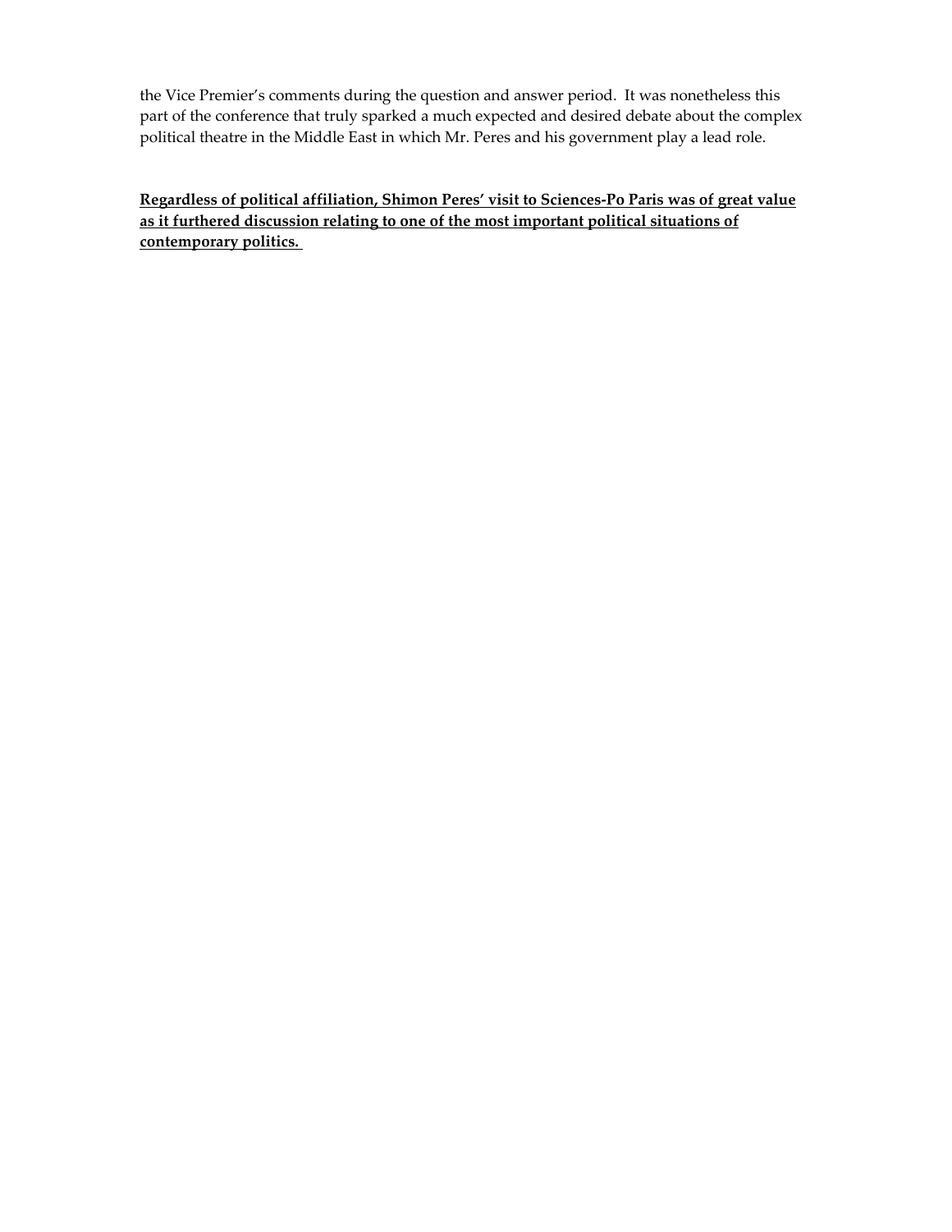the Vice Premier's comments during the question and answer period. It was nonetheless this part of the conference that truly sparked a much expected and desired debate about the complex political theatre in the Middle East in which Mr. Peres and his government play a lead role.

<u>**Regardless of political affiliation, Shimon Peres' visit to Sciences-Po Paris was of great value as it furthered discussion relating to one of the most important political situations of contemporary politics.**</u>